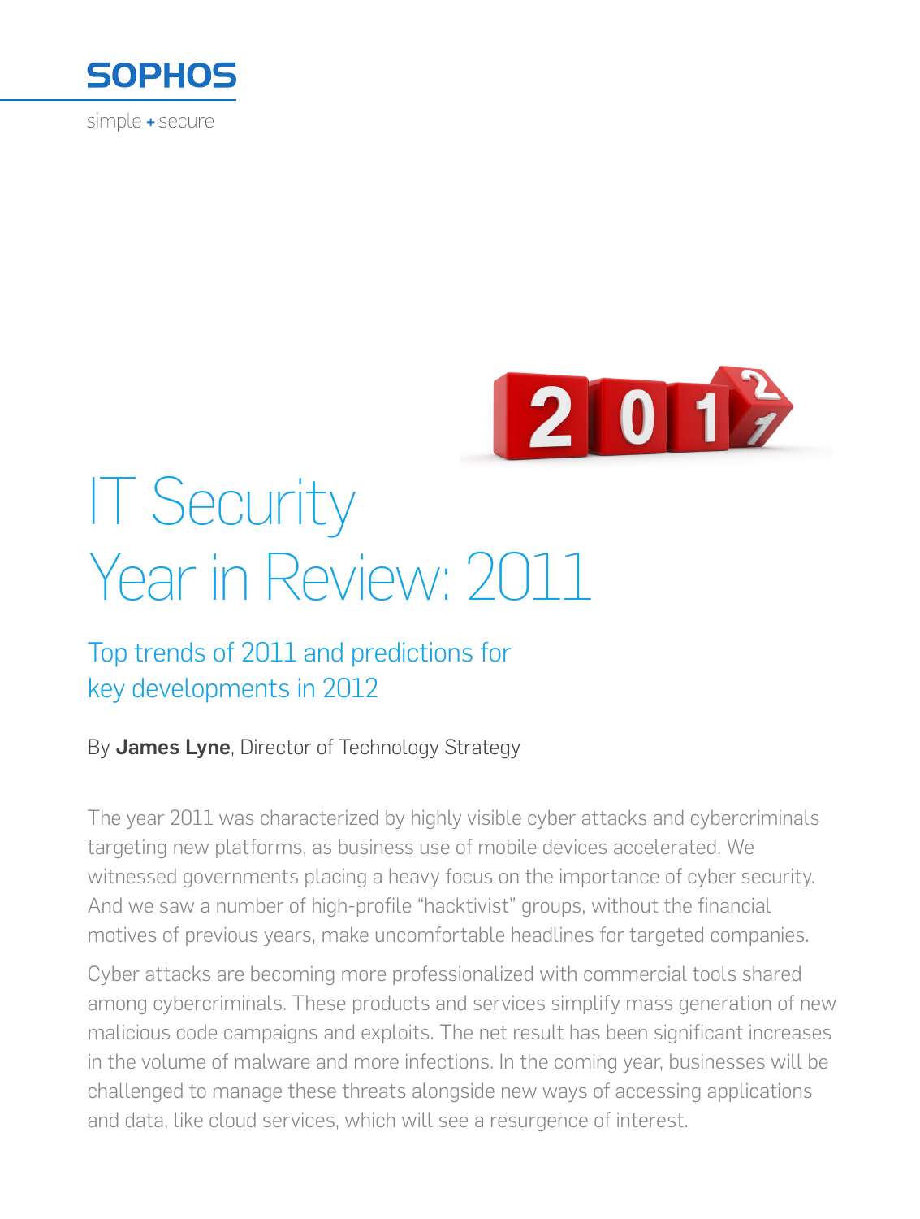SOPHOS

simple + secure

# IT Security Year in Review: 2011

## Top trends of 2011 and predictions for key developments in 2012

By **James Lyne**, Director of Technology Strategy

The year 2011 was characterized by highly visible cyber attacks and cybercriminals targeting new platforms, as business use of mobile devices accelerated. We witnessed governments placing a heavy focus on the importance of cyber security. And we saw a number of high-profile "hacktivist" groups, without the financial motives of previous years, make uncomfortable headlines for targeted companies.

Cyber attacks are becoming more professionalized with commercial tools shared among cybercriminals. These products and services simplify mass generation of new malicious code campaigns and exploits. The net result has been significant increases in the volume of malware and more infections. In the coming year, businesses will be challenged to manage these threats alongside new ways of accessing applications and data, like cloud services, which will see a resurgence of interest.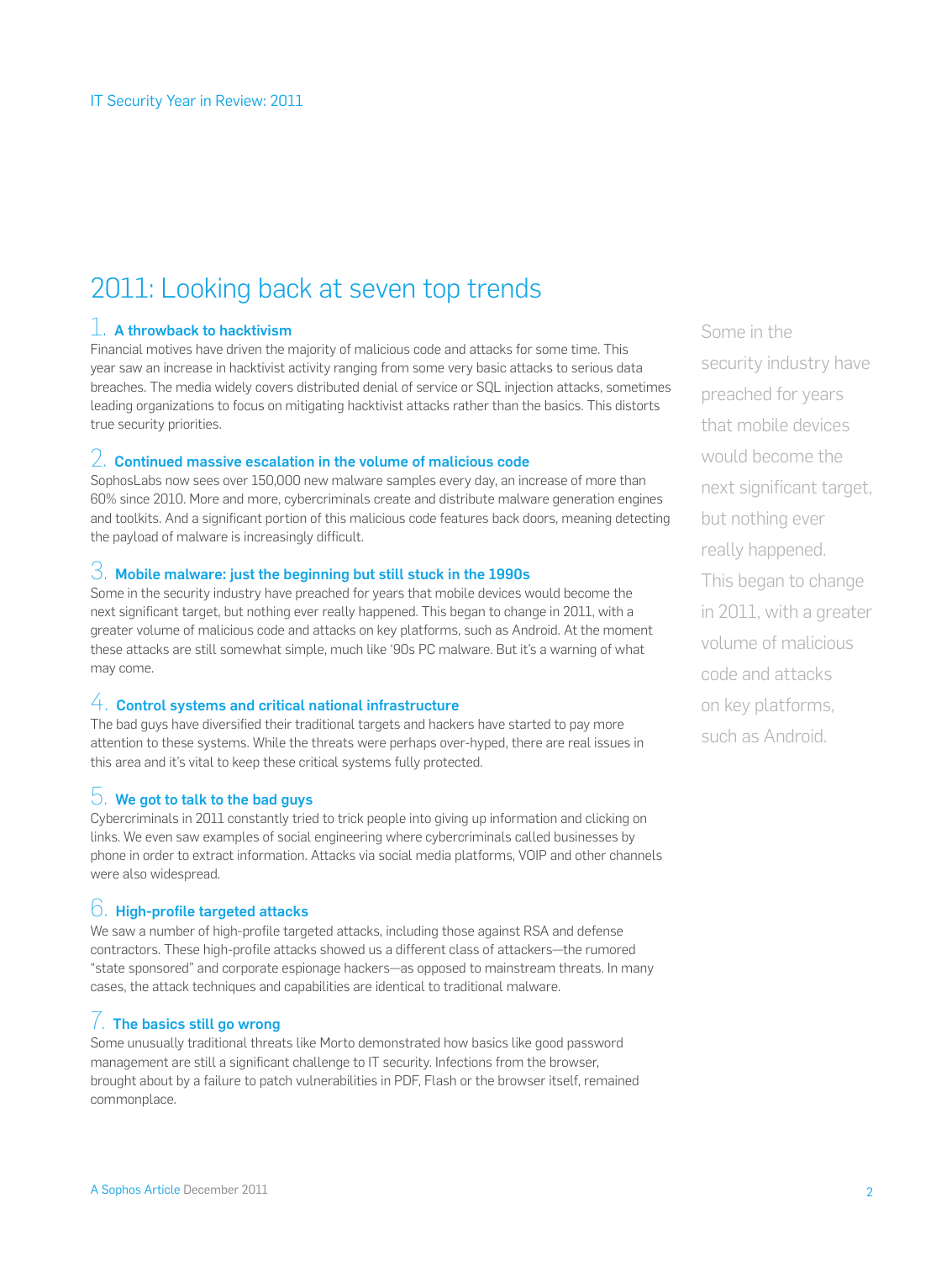# 2011: Looking back at seven top trends

### 1. A throwback to hacktivism

Financial motives have driven the majority of malicious code and attacks for some time. This year saw an increase in hacktivist activity ranging from some very basic attacks to serious data breaches. The media widely covers distributed denial of service or SQL injection attacks, sometimes leading organizations to focus on mitigating hacktivist attacks rather than the basics. This distorts true security priorities.

### 2. Continued massive escalation in the volume of malicious code

SophosLabs now sees over 150,000 new malware samples every day, an increase of more than 60% since 2010. More and more, cybercriminals create and distribute malware generation engines and toolkits. And a significant portion of this malicious code features back doors, meaning detecting the payload of malware is increasingly difficult.

### 3. Mobile malware: just the beginning but still stuck in the 1990s

Some in the security industry have preached for years that mobile devices would become the next significant target, but nothing ever really happened. This began to change in 2011, with a greater volume of malicious code and attacks on key platforms, such as Android. At the moment these attacks are still somewhat simple, much like '90s PC malware. But it's a warning of what may come.

> Some in the security industry have preached for years that mobile devices would become the next significant target, but nothing ever really happened. This began to change in 2011, with a greater volume of malicious code and attacks on key platforms, such as Android.

### 4. Control systems and critical national infrastructure

The bad guys have diversified their traditional targets and hackers have started to pay more attention to these systems. While the threats were perhaps over-hyped, there are real issues in this area and it's vital to keep these critical systems fully protected.

### 5. We got to talk to the bad guys

Cybercriminals in 2011 constantly tried to trick people into giving up information and clicking on links. We even saw examples of social engineering where cybercriminals called businesses by phone in order to extract information. Attacks via social media platforms, VOIP and other channels were also widespread.

### 6. High-profile targeted attacks

We saw a number of high-profile targeted attacks, including those against RSA and defense contractors. These high-profile attacks showed us a different class of attackers—the rumored "state sponsored" and corporate espionage hackers—as opposed to mainstream threats. In many cases, the attack techniques and capabilities are identical to traditional malware.

### 7. The basics still go wrong

Some unusually traditional threats like Morto demonstrated how basics like good password management are still a significant challenge to IT security. Infections from the browser, brought about by a failure to patch vulnerabilities in PDF, Flash or the browser itself, remained commonplace.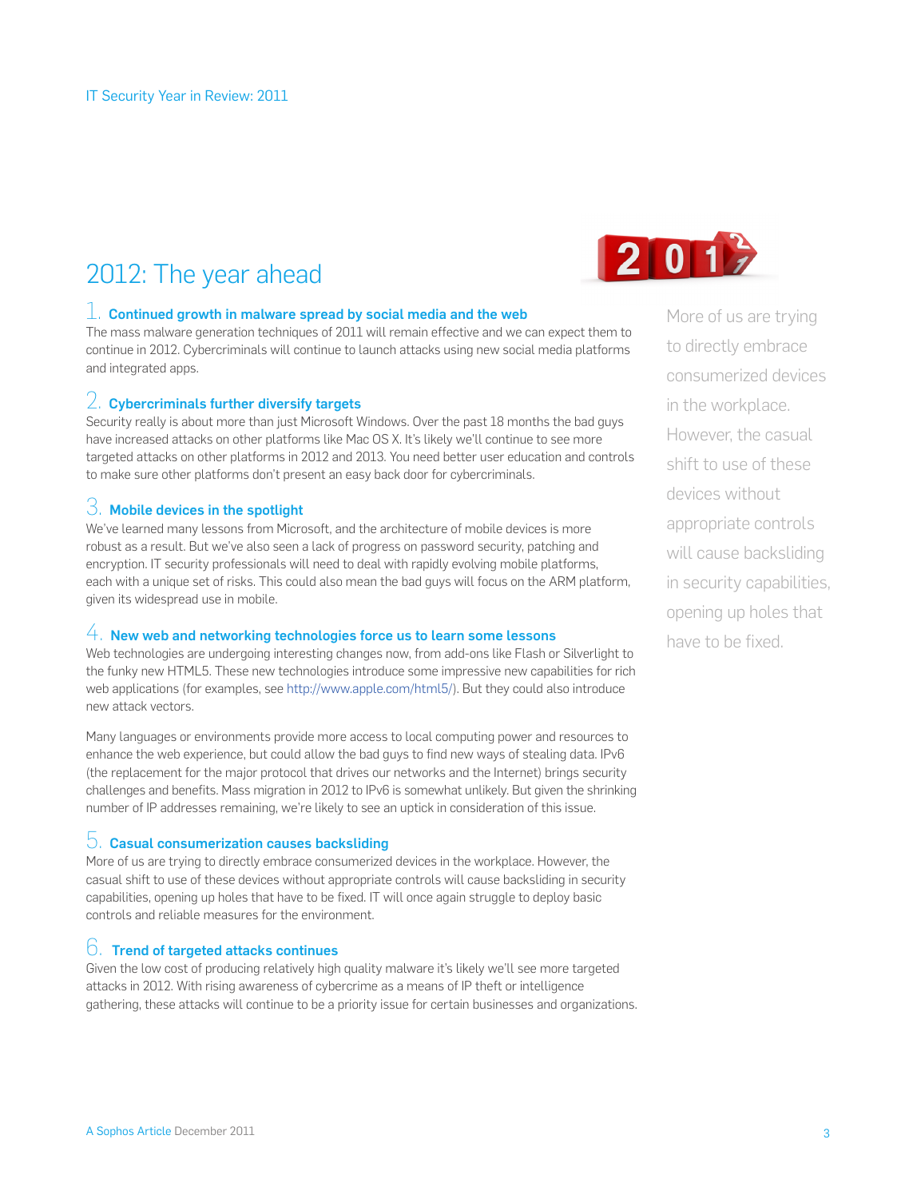## 2012: The year ahead

### 1. Continued growth in malware spread by social media and the web

The mass malware generation techniques of 2011 will remain effective and we can expect them to continue in 2012. Cybercriminals will continue to launch attacks using new social media platforms and integrated apps.

### 2. Cybercriminals further diversify targets

Security really is about more than just Microsoft Windows. Over the past 18 months the bad guys have increased attacks on other platforms like Mac OS X. It's likely we'll continue to see more targeted attacks on other platforms in 2012 and 2013. You need better user education and controls to make sure other platforms don't present an easy back door for cybercriminals.

### 3. Mobile devices in the spotlight

We've learned many lessons from Microsoft, and the architecture of mobile devices is more robust as a result. But we've also seen a lack of progress on password security, patching and encryption. IT security professionals will need to deal with rapidly evolving mobile platforms, each with a unique set of risks. This could also mean the bad guys will focus on the ARM platform, given its widespread use in mobile.

### 4. New web and networking technologies force us to learn some lessons

Web technologies are undergoing interesting changes now, from add-ons like Flash or Silverlight to the funky new HTML5. These new technologies introduce some impressive new capabilities for rich web applications (for examples, see http://www.apple.com/html5/). But they could also introduce new attack vectors.

Many languages or environments provide more access to local computing power and resources to enhance the web experience, but could allow the bad guys to find new ways of stealing data. IPv6 (the replacement for the major protocol that drives our networks and the Internet) brings security challenges and benefits. Mass migration in 2012 to IPv6 is somewhat unlikely. But given the shrinking number of IP addresses remaining, we're likely to see an uptick in consideration of this issue.

### 5. Casual consumerization causes backsliding

More of us are trying to directly embrace consumerized devices in the workplace. However, the casual shift to use of these devices without appropriate controls will cause backsliding in security capabilities, opening up holes that have to be fixed. IT will once again struggle to deploy basic controls and reliable measures for the environment.

### 6. Trend of targeted attacks continues

Given the low cost of producing relatively high quality malware it's likely we'll see more targeted attacks in 2012. With rising awareness of cybercrime as a means of IP theft or intelligence gathering, these attacks will continue to be a priority issue for certain businesses and organizations.

> More of us are trying to directly embrace consumerized devices in the workplace. However, the casual shift to use of these devices without appropriate controls will cause backsliding in security capabilities, opening up holes that have to be fixed.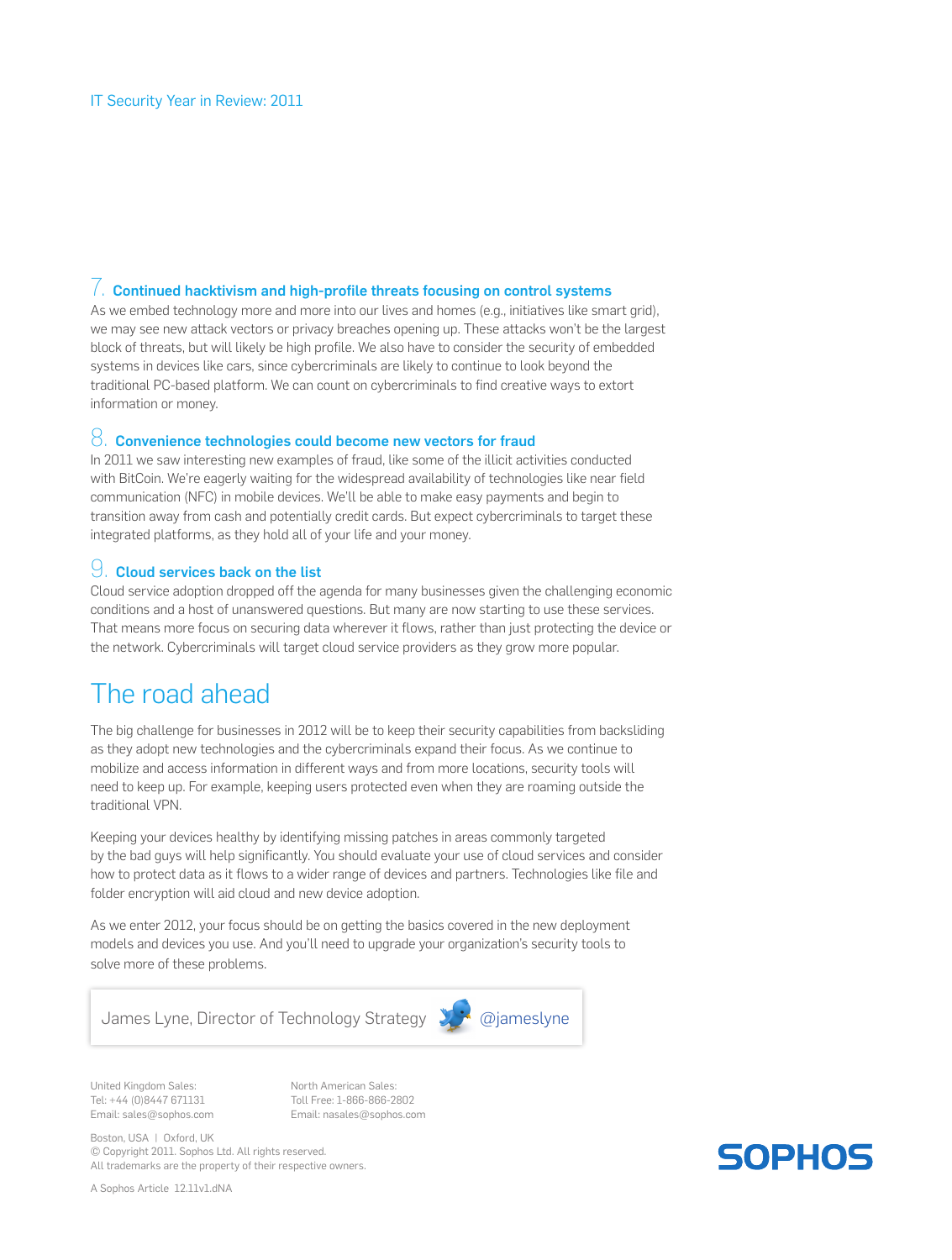7. **Continued hacktivism and high-profile threats focusing on control systems**

As we embed technology more and more into our lives and homes (e.g., initiatives like smart grid), we may see new attack vectors or privacy breaches opening up. These attacks won't be the largest block of threats, but will likely be high profile. We also have to consider the security of embedded systems in devices like cars, since cybercriminals are likely to continue to look beyond the traditional PC-based platform. We can count on cybercriminals to find creative ways to extort information or money.

8. **Convenience technologies could become new vectors for fraud**

In 2011 we saw interesting new examples of fraud, like some of the illicit activities conducted with BitCoin. We're eagerly waiting for the widespread availability of technologies like near field communication (NFC) in mobile devices. We'll be able to make easy payments and begin to transition away from cash and potentially credit cards. But expect cybercriminals to target these integrated platforms, as they hold all of your life and your money.

9. **Cloud services back on the list**

Cloud service adoption dropped off the agenda for many businesses given the challenging economic conditions and a host of unanswered questions. But many are now starting to use these services. That means more focus on securing data wherever it flows, rather than just protecting the device or the network. Cybercriminals will target cloud service providers as they grow more popular.

## The road ahead

The big challenge for businesses in 2012 will be to keep their security capabilities from backsliding as they adopt new technologies and the cybercriminals expand their focus. As we continue to mobilize and access information in different ways and from more locations, security tools will need to keep up. For example, keeping users protected even when they are roaming outside the traditional VPN.

Keeping your devices healthy by identifying missing patches in areas commonly targeted by the bad guys will help significantly. You should evaluate your use of cloud services and consider how to protect data as it flows to a wider range of devices and partners. Technologies like file and folder encryption will aid cloud and new device adoption.

As we enter 2012, your focus should be on getting the basics covered in the new deployment models and devices you use. And you'll need to upgrade your organization's security tools to solve more of these problems.

James Lyne, Director of Technology Strategy @jameslyne

United Kingdom Sales:
Tel: +44 (0)8447 671131
Email: sales@sophos.com

North American Sales:
Toll Free: 1-866-866-2802
Email: nasales@sophos.com

Boston, USA | Oxford, UK
© Copyright 2011. Sophos Ltd. All rights reserved.
All trademarks are the property of their respective owners.

A Sophos Article 12.11v1.dNA

SOPHOS